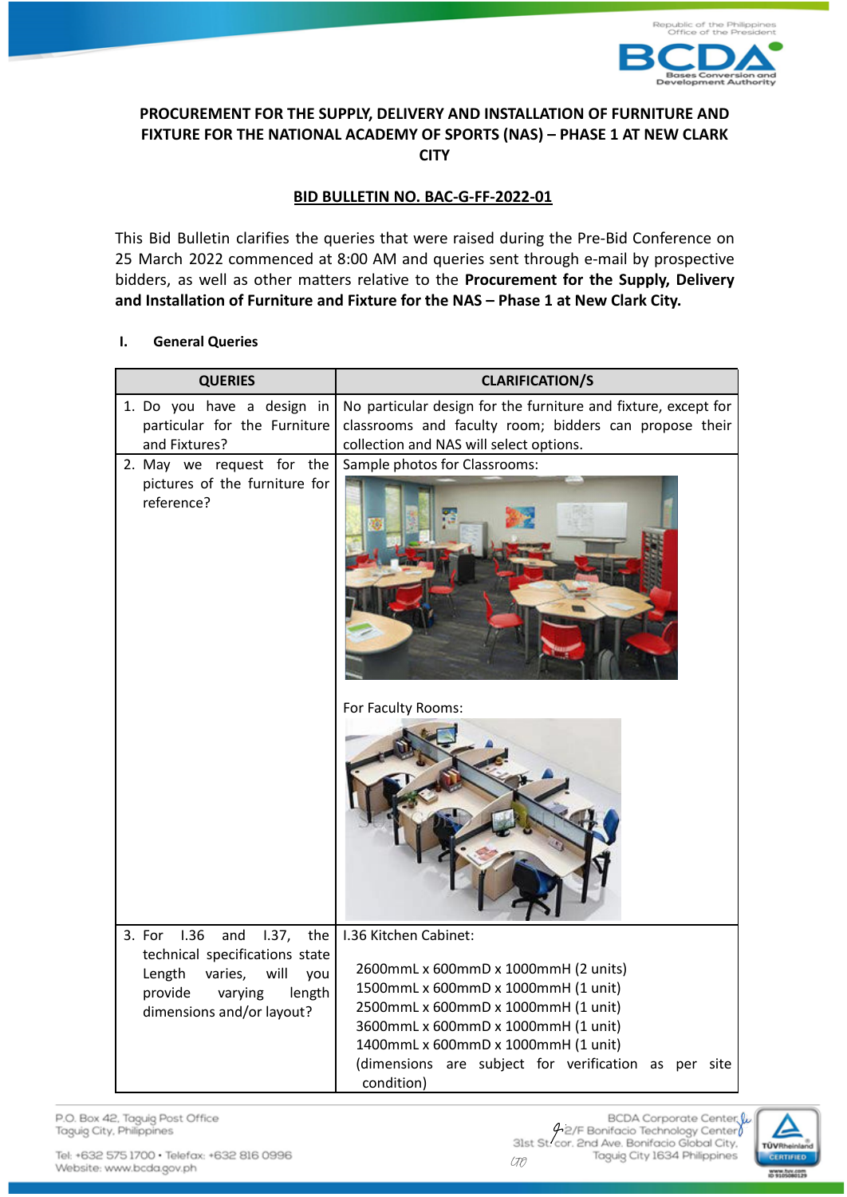**PROCUREMENT FOR THE SUPPLY, DELIVERY AND INSTALLATION OF FURNITURE AND FIXTURE FOR THE NATIONAL ACADEMY OF SPORTS (NAS) – PHASE 1 AT NEW CLARK CITY**

**BID BULLETIN NO. BAC-G-FF-2022-01**

This Bid Bulletin clarifies the queries that were raised during the Pre-Bid Conference on 25 March 2022 commenced at 8:00 AM and queries sent through e-mail by prospective bidders, as well as other matters relative to the **Procurement for the Supply, Delivery and Installation of Furniture and Fixture for the NAS – Phase 1 at New Clark City.**

## I. General Queries

| QUERIES | CLARIFICATION/S |
|---|---|
| 1. Do you have a design in particular for the Furniture and Fixtures? | No particular design for the furniture and fixture, except for classrooms and faculty room; bidders can propose their collection and NAS will select options. |
| 2. May we request for the pictures of the furniture for reference? | Sample photos for Classrooms:<br><br>For Faculty Rooms: |
| 3. For I.36 and I.37, the technical specifications state Length varies, will you provide varying length dimensions and/or layout? | I.36 Kitchen Cabinet:<br><br>2600mmL x 600mmD x 1000mmH (2 units)<br>1500mmL x 600mmD x 1000mmH (1 unit)<br>2500mmL x 600mmD x 1000mmH (1 unit)<br>3600mmL x 600mmD x 1000mmH (1 unit)<br>1400mmL x 600mmD x 1000mmH (1 unit)<br>(dimensions are subject for verification as per site condition) |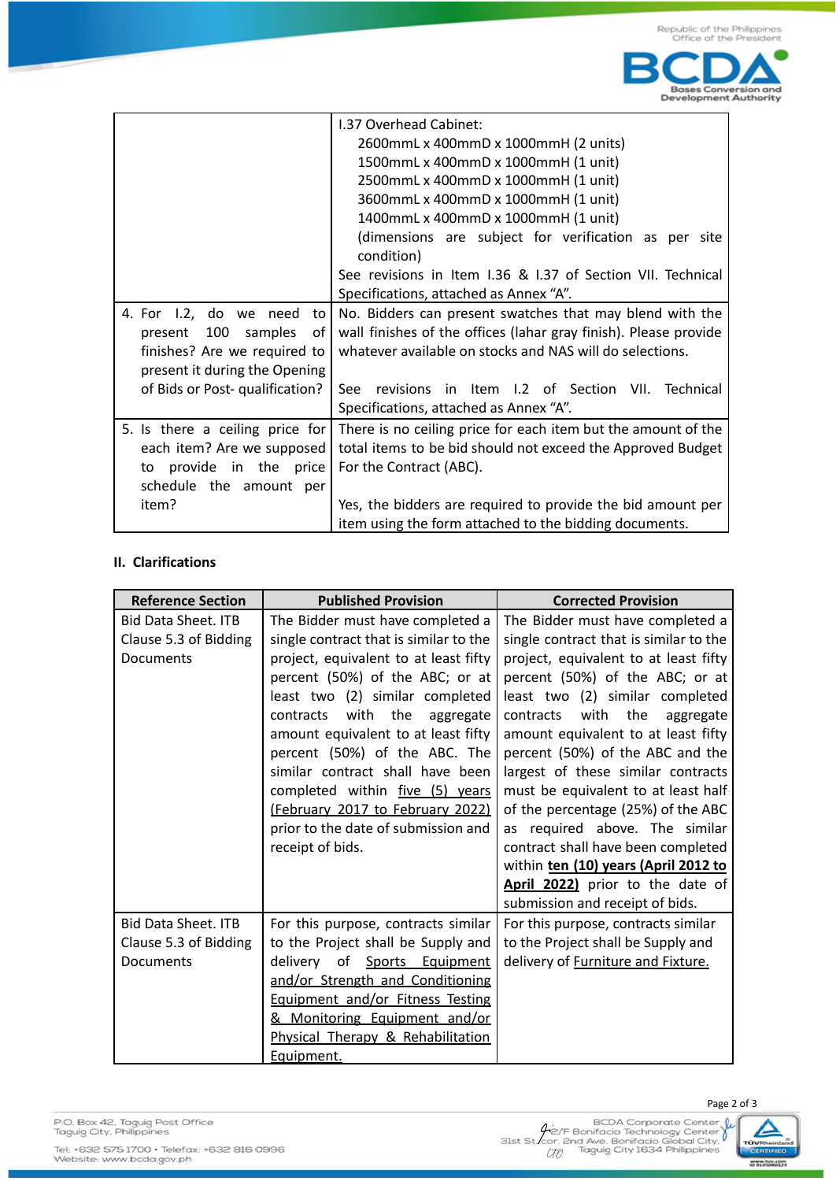| | |
|---|---|
| | I.37 Overhead Cabinet:<br>2600mmL x 400mmD x 1000mmH (2 units)<br>1500mmL x 400mmD x 1000mmH (1 unit)<br>2500mmL x 400mmD x 1000mmH (1 unit)<br>3600mmL x 400mmD x 1000mmH (1 unit)<br>1400mmL x 400mmD x 1000mmH (1 unit)<br>(dimensions are subject for verification as per site condition)<br>See revisions in Item I.36 & I.37 of Section VII. Technical Specifications, attached as Annex "A". |
| 4. For I.2, do we need to present 100 samples of finishes? Are we required to present it during the Opening of Bids or Post- qualification? | No. Bidders can present swatches that may blend with the wall finishes of the offices (lahar gray finish). Please provide whatever available on stocks and NAS will do selections.<br><br>See revisions in Item I.2 of Section VII. Technical Specifications, attached as Annex "A". |
| 5. Is there a ceiling price for each item? Are we supposed to provide in the price schedule the amount per item? | There is no ceiling price for each item but the amount of the total items to be bid should not exceed the Approved Budget For the Contract (ABC).<br><br>Yes, the bidders are required to provide the bid amount per item using the form attached to the bidding documents. |

**II. Clarifications**

| Reference Section | Published Provision | Corrected Provision |
|---|---|---|
| Bid Data Sheet. ITB Clause 5.3 of Bidding Documents | The Bidder must have completed a single contract that is similar to the project, equivalent to at least fifty percent (50%) of the ABC; or at least two (2) similar completed contracts with the aggregate amount equivalent to at least fifty percent (50%) of the ABC. The similar contract shall have been completed within <u>five (5) years (February 2017 to February 2022)</u> prior to the date of submission and receipt of bids. | The Bidder must have completed a single contract that is similar to the project, equivalent to at least fifty percent (50%) of the ABC; or at least two (2) similar completed contracts with the aggregate amount equivalent to at least fifty percent (50%) of the ABC and the largest of these similar contracts must be equivalent to at least half of the percentage (25%) of the ABC as required above. The similar contract shall have been completed within **<u>ten (10) years (April 2012 to April 2022)</u>** prior to the date of submission and receipt of bids. |
| Bid Data Sheet. ITB Clause 5.3 of Bidding Documents | For this purpose, contracts similar to the Project shall be Supply and delivery of <u>Sports Equipment and/or Strength and Conditioning Equipment and/or Fitness Testing & Monitoring Equipment and/or Physical Therapy & Rehabilitation Equipment.</u> | For this purpose, contracts similar to the Project shall be Supply and delivery of <u>Furniture and Fixture.</u> |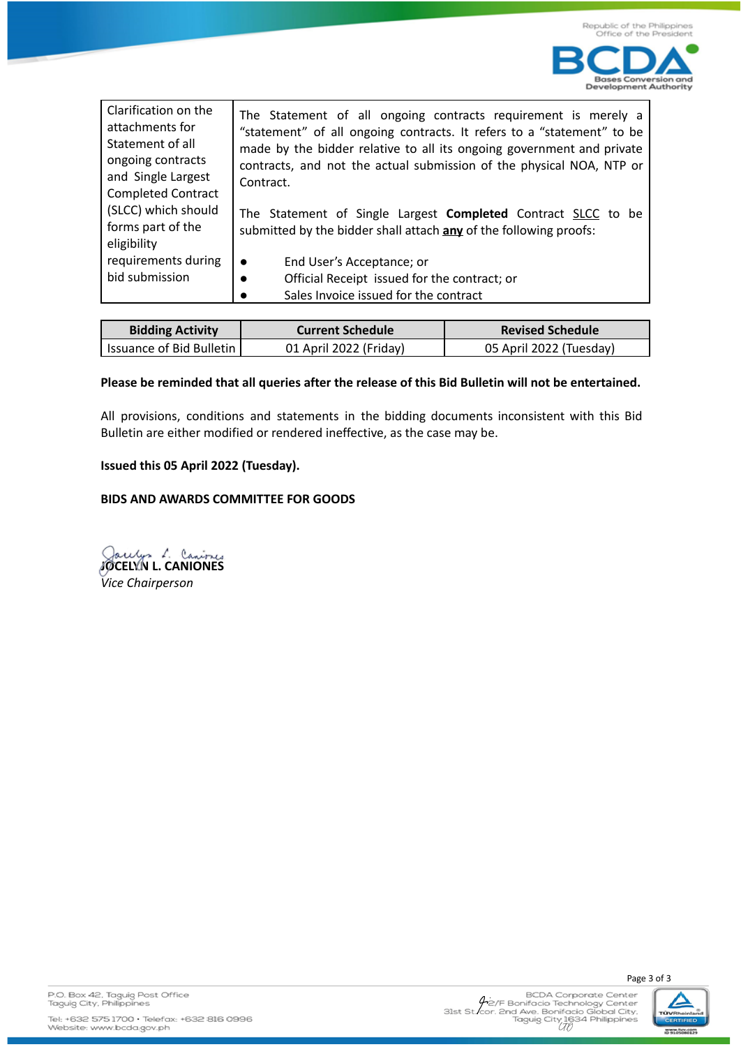| | |
|---|---|
| Clarification on the attachments for Statement of all ongoing contracts and Single Largest Completed Contract (SLCC) which should forms part of the eligibility requirements during bid submission | The Statement of all ongoing contracts requirement is merely a "statement" of all ongoing contracts. It refers to a "statement" to be made by the bidder relative to all its ongoing government and private contracts, and not the actual submission of the physical NOA, NTP or Contract.<br><br>The Statement of Single Largest **Completed** Contract SLCC to be submitted by the bidder shall attach **any** of the following proofs:<br><br>● End User's Acceptance; or<br>● Official Receipt issued for the contract; or<br>● Sales Invoice issued for the contract |

| Bidding Activity | Current Schedule | Revised Schedule |
|---|---|---|
| Issuance of Bid Bulletin | 01 April 2022 (Friday) | 05 April 2022 (Tuesday) |

**Please be reminded that all queries after the release of this Bid Bulletin will not be entertained.**

All provisions, conditions and statements in the bidding documents inconsistent with this Bid Bulletin are either modified or rendered ineffective, as the case may be.

**Issued this 05 April 2022 (Tuesday).**

**BIDS AND AWARDS COMMITTEE FOR GOODS**

**JOCELYN L. CANIONES**
*Vice Chairperson*